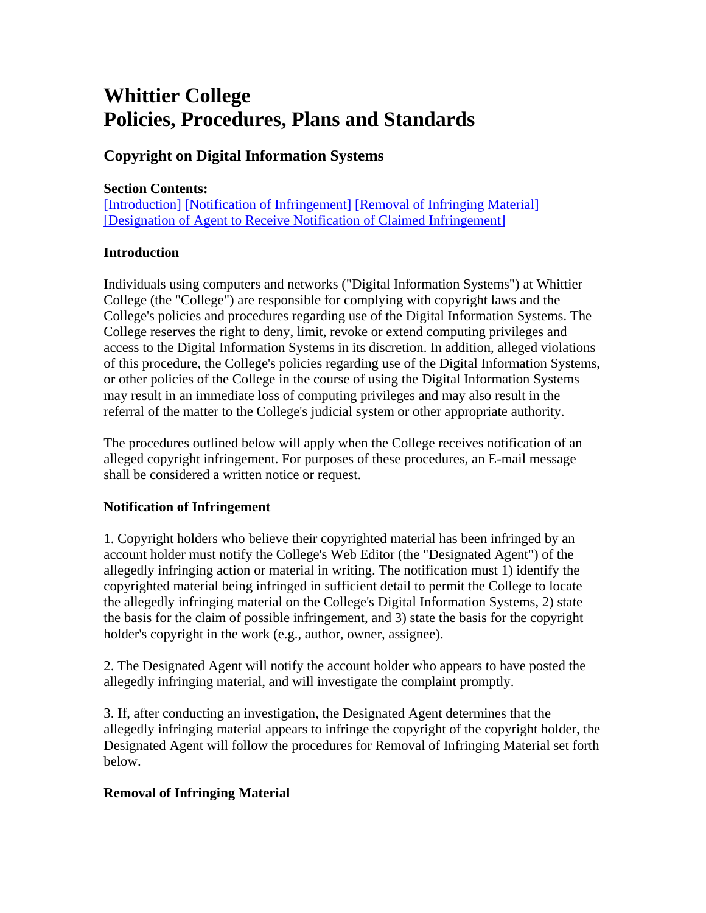# Whittier College
# Policies, Procedures, Plans and Standards

## Copyright on Digital Information Systems

**Section Contents:**
[Introduction] [Notification of Infringement] [Removal of Infringing Material] [Designation of Agent to Receive Notification of Claimed Infringement]

### Introduction

Individuals using computers and networks ("Digital Information Systems") at Whittier College (the "College") are responsible for complying with copyright laws and the College's policies and procedures regarding use of the Digital Information Systems. The College reserves the right to deny, limit, revoke or extend computing privileges and access to the Digital Information Systems in its discretion. In addition, alleged violations of this procedure, the College's policies regarding use of the Digital Information Systems, or other policies of the College in the course of using the Digital Information Systems may result in an immediate loss of computing privileges and may also result in the referral of the matter to the College's judicial system or other appropriate authority.

The procedures outlined below will apply when the College receives notification of an alleged copyright infringement. For purposes of these procedures, an E-mail message shall be considered a written notice or request.

### Notification of Infringement

1. Copyright holders who believe their copyrighted material has been infringed by an account holder must notify the College's Web Editor (the "Designated Agent") of the allegedly infringing action or material in writing. The notification must 1) identify the copyrighted material being infringed in sufficient detail to permit the College to locate the allegedly infringing material on the College's Digital Information Systems, 2) state the basis for the claim of possible infringement, and 3) state the basis for the copyright holder's copyright in the work (e.g., author, owner, assignee).

2. The Designated Agent will notify the account holder who appears to have posted the allegedly infringing material, and will investigate the complaint promptly.

3. If, after conducting an investigation, the Designated Agent determines that the allegedly infringing material appears to infringe the copyright of the copyright holder, the Designated Agent will follow the procedures for Removal of Infringing Material set forth below.

### Removal of Infringing Material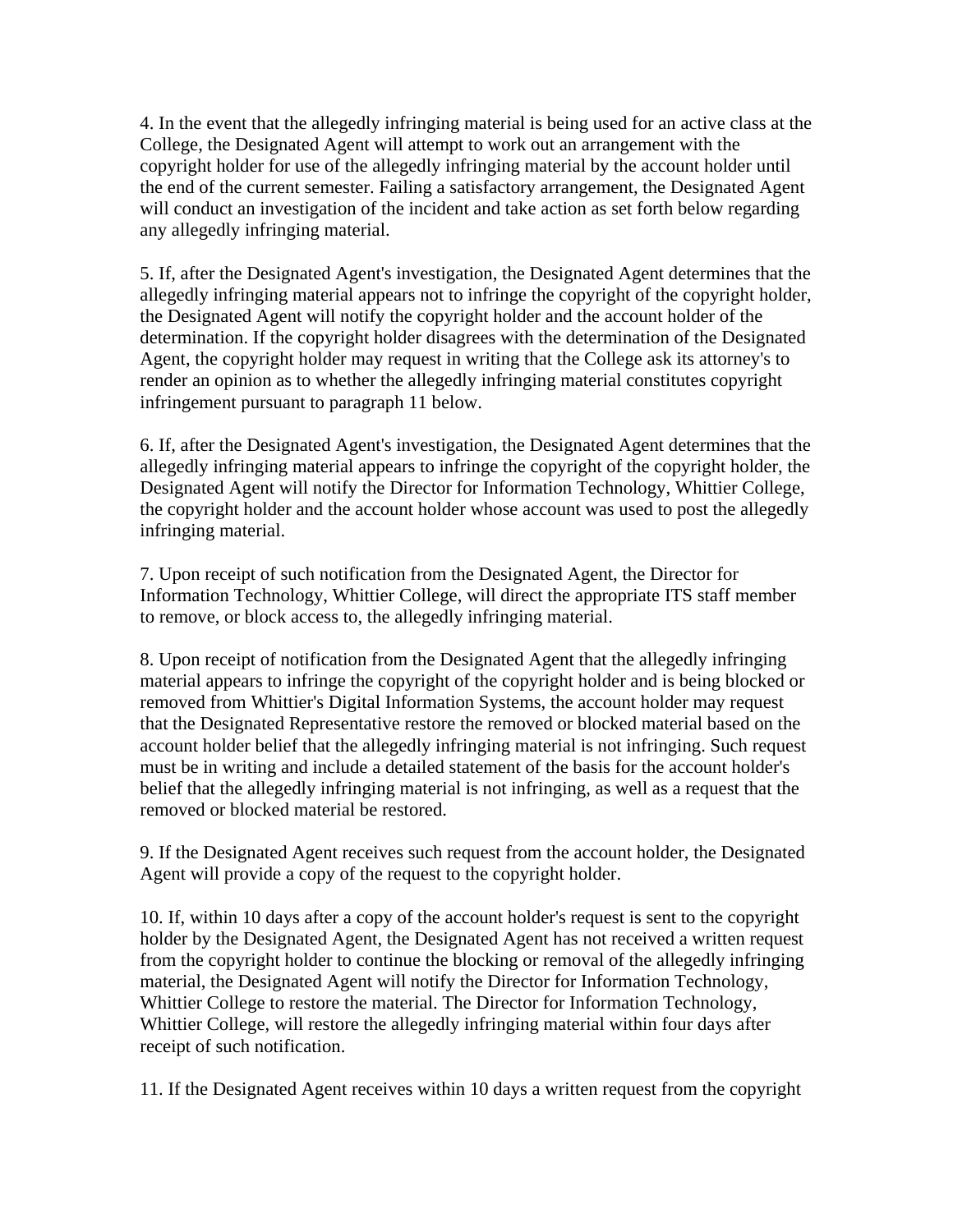4. In the event that the allegedly infringing material is being used for an active class at the College, the Designated Agent will attempt to work out an arrangement with the copyright holder for use of the allegedly infringing material by the account holder until the end of the current semester. Failing a satisfactory arrangement, the Designated Agent will conduct an investigation of the incident and take action as set forth below regarding any allegedly infringing material.

5. If, after the Designated Agent's investigation, the Designated Agent determines that the allegedly infringing material appears not to infringe the copyright of the copyright holder, the Designated Agent will notify the copyright holder and the account holder of the determination. If the copyright holder disagrees with the determination of the Designated Agent, the copyright holder may request in writing that the College ask its attorney's to render an opinion as to whether the allegedly infringing material constitutes copyright infringement pursuant to paragraph 11 below.

6. If, after the Designated Agent's investigation, the Designated Agent determines that the allegedly infringing material appears to infringe the copyright of the copyright holder, the Designated Agent will notify the Director for Information Technology, Whittier College, the copyright holder and the account holder whose account was used to post the allegedly infringing material.

7. Upon receipt of such notification from the Designated Agent, the Director for Information Technology, Whittier College, will direct the appropriate ITS staff member to remove, or block access to, the allegedly infringing material.

8. Upon receipt of notification from the Designated Agent that the allegedly infringing material appears to infringe the copyright of the copyright holder and is being blocked or removed from Whittier's Digital Information Systems, the account holder may request that the Designated Representative restore the removed or blocked material based on the account holder belief that the allegedly infringing material is not infringing. Such request must be in writing and include a detailed statement of the basis for the account holder's belief that the allegedly infringing material is not infringing, as well as a request that the removed or blocked material be restored.

9. If the Designated Agent receives such request from the account holder, the Designated Agent will provide a copy of the request to the copyright holder.

10. If, within 10 days after a copy of the account holder's request is sent to the copyright holder by the Designated Agent, the Designated Agent has not received a written request from the copyright holder to continue the blocking or removal of the allegedly infringing material, the Designated Agent will notify the Director for Information Technology, Whittier College to restore the material. The Director for Information Technology, Whittier College, will restore the allegedly infringing material within four days after receipt of such notification.

11. If the Designated Agent receives within 10 days a written request from the copyright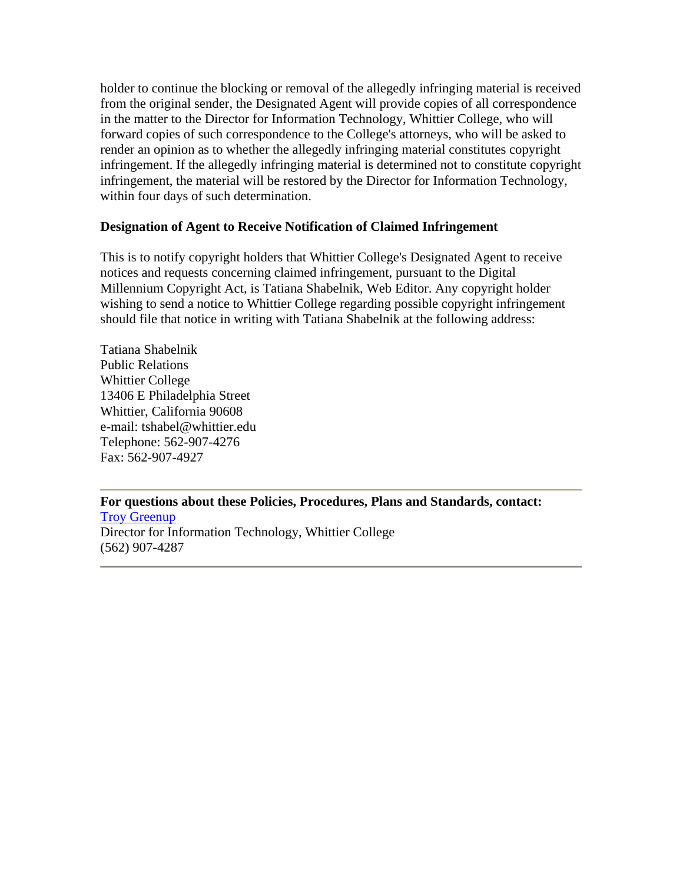holder to continue the blocking or removal of the allegedly infringing material is received from the original sender, the Designated Agent will provide copies of all correspondence in the matter to the Director for Information Technology, Whittier College, who will forward copies of such correspondence to the College's attorneys, who will be asked to render an opinion as to whether the allegedly infringing material constitutes copyright infringement. If the allegedly infringing material is determined not to constitute copyright infringement, the material will be restored by the Director for Information Technology, within four days of such determination.

**Designation of Agent to Receive Notification of Claimed Infringement**

This is to notify copyright holders that Whittier College's Designated Agent to receive notices and requests concerning claimed infringement, pursuant to the Digital Millennium Copyright Act, is Tatiana Shabelnik, Web Editor. Any copyright holder wishing to send a notice to Whittier College regarding possible copyright infringement should file that notice in writing with Tatiana Shabelnik at the following address:

Tatiana Shabelnik
Public Relations
Whittier College
13406 E Philadelphia Street
Whittier, California 90608
e-mail: tshabel@whittier.edu
Telephone: 562-907-4276
Fax: 562-907-4927

---

**For questions about these Policies, Procedures, Plans and Standards, contact:**
Troy Greenup
Director for Information Technology, Whittier College
(562) 907-4287

---